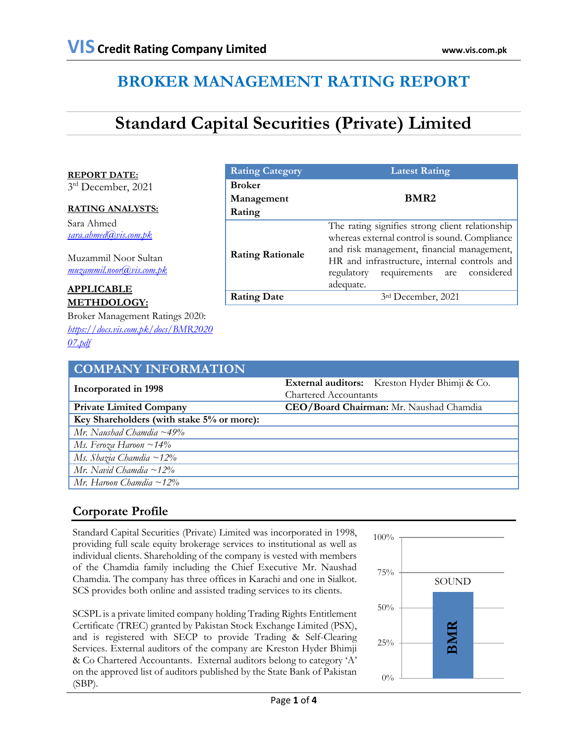# BROKER MANAGEMENT RATING REPORT

# Standard Capital Securities (Private) Limited

**REPORT DATE:**
3rd December, 2021

**RATING ANALYSTS:**

Sara Ahmed
sara.ahmed@vis.com.pk

Muzammil Noor Sultan
muzammil.noor@vis.com.pk

**APPLICABLE METHDOLOGY:**
Broker Management Ratings 2020:
https://docs.vis.com.pk/docs/BMR202007.pdf

| Rating Category | Latest Rating |
|---|---|
| **Broker Management Rating** | **BMR2** |
| **Rating Rationale** | The rating signifies strong client relationship whereas external control is sound. Compliance and risk management, financial management, HR and infrastructure, internal controls and regulatory requirements are considered adequate. |
| **Rating Date** | 3rd December, 2021 |

## COMPANY INFORMATION

| | |
|---|---|
| **Incorporated in 1998** | **External auditors:** Kreston Hyder Bhimji & Co. Chartered Accountants |
| **Private Limited Company** | **CEO/Board Chairman:** Mr. Naushad Chamdia |
| **Key Shareholders (with stake 5% or more):** | |
| *Mr. Naushad Chamdia ~49%* | |
| *Ms. Feroza Haroon ~14%* | |
| *Ms. Shazia Chamdia ~12%* | |
| *Mr. Navid Chamdia ~12%* | |
| *Mr. Haroon Chamdia ~12%* | |

## Corporate Profile

Standard Capital Securities (Private) Limited was incorporated in 1998, providing full scale equity brokerage services to institutional as well as individual clients. Shareholding of the company is vested with members of the Chamdia family including the Chief Executive Mr. Naushad Chamdia. The company has three offices in Karachi and one in Sialkot. SCS provides both online and assisted trading services to its clients.

SCSPL is a private limited company holding Trading Rights Entitlement Certificate (TREC) granted by Pakistan Stock Exchange Limited (PSX), and is registered with SECP to provide Trading & Self-Clearing Services. External auditors of the company are Kreston Hyder Bhimji & Co Chartered Accountants. External auditors belong to category 'A' on the approved list of auditors published by the State Bank of Pakistan (SBP).

100%
75%
SOUND
50%
BMR
25%
0%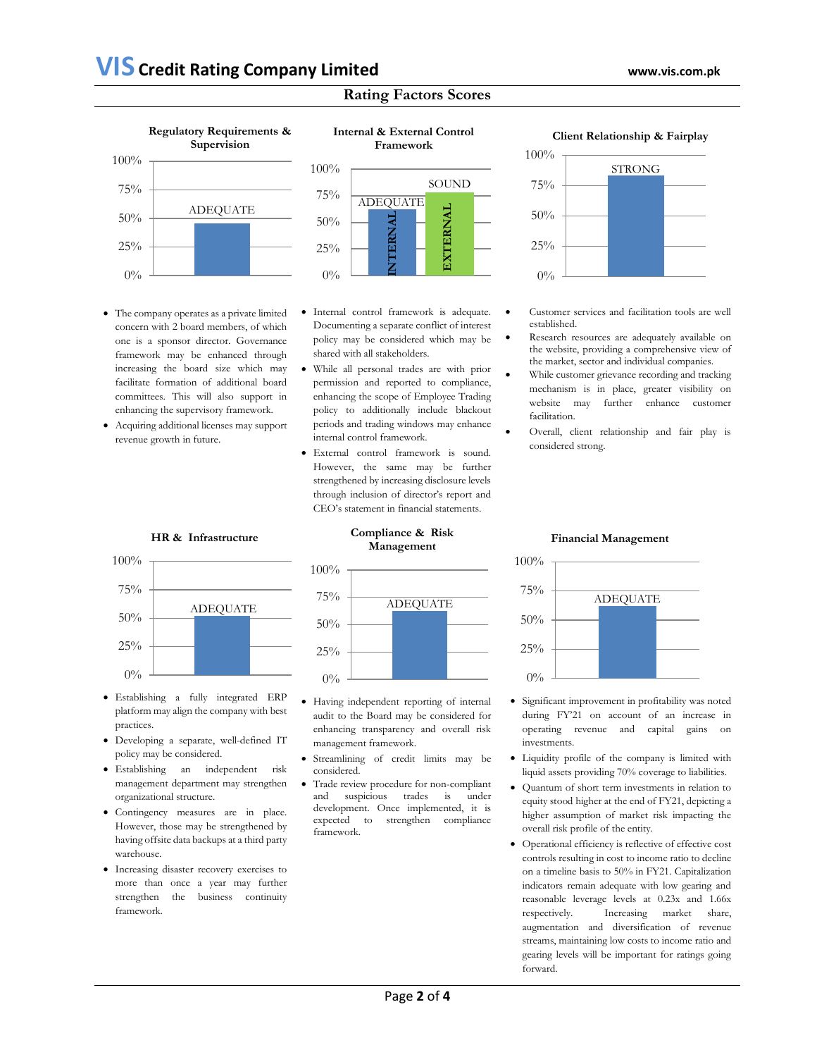## Rating Factors Scores

### Regulatory Requirements & Supervision

ADEQUATE

- The company operates as a private limited concern with 2 board members, of which one is a sponsor director. Governance framework may be enhanced through increasing the board size which may facilitate formation of additional board committees. This will also support in enhancing the supervisory framework.
- Acquiring additional licenses may support revenue growth in future.

### Internal & External Control Framework

INTERNAL: ADEQUATE
EXTERNAL: SOUND

- Internal control framework is adequate. Documenting a separate conflict of interest policy may be considered which may be shared with all stakeholders.
- While all personal trades are with prior permission and reported to compliance, enhancing the scope of Employee Trading policy to additionally include blackout periods and trading windows may enhance internal control framework.
- External control framework is sound. However, the same may be further strengthened by increasing disclosure levels through inclusion of director's report and CEO's statement in financial statements.

### Client Relationship & Fairplay

STRONG

- Customer services and facilitation tools are well established.
- Research resources are adequately available on the website, providing a comprehensive view of the market, sector and individual companies.
- While customer grievance recording and tracking mechanism is in place, greater visibility on website may further enhance customer facilitation.
- Overall, client relationship and fair play is considered strong.

### HR & Infrastructure

ADEQUATE

- Establishing a fully integrated ERP platform may align the company with best practices.
- Developing a separate, well-defined IT policy may be considered.
- Establishing an independent risk management department may strengthen organizational structure.
- Contingency measures are in place. However, those may be strengthened by having offsite data backups at a third party warehouse.
- Increasing disaster recovery exercises to more than once a year may further strengthen the business continuity framework.

### Compliance & Risk Management

ADEQUATE

- Having independent reporting of internal audit to the Board may be considered for enhancing transparency and overall risk management framework.
- Streamlining of credit limits may be considered.
- Trade review procedure for non-compliant and suspicious trades is under development. Once implemented, it is expected to strengthen compliance framework.

### Financial Management

ADEQUATE

- Significant improvement in profitability was noted during FY'21 on account of an increase in operating revenue and capital gains on investments.
- Liquidity profile of the company is limited with liquid assets providing 70% coverage to liabilities.
- Quantum of short term investments in relation to equity stood higher at the end of FY21, depicting a higher assumption of market risk impacting the overall risk profile of the entity.
- Operational efficiency is reflective of effective cost controls resulting in cost to income ratio to decline on a timeline basis to 50% in FY21. Capitalization indicators remain adequate with low gearing and reasonable leverage levels at 0.23x and 1.66x respectively. Increasing market share, augmentation and diversification of revenue streams, maintaining low costs to income ratio and gearing levels will be important for ratings going forward.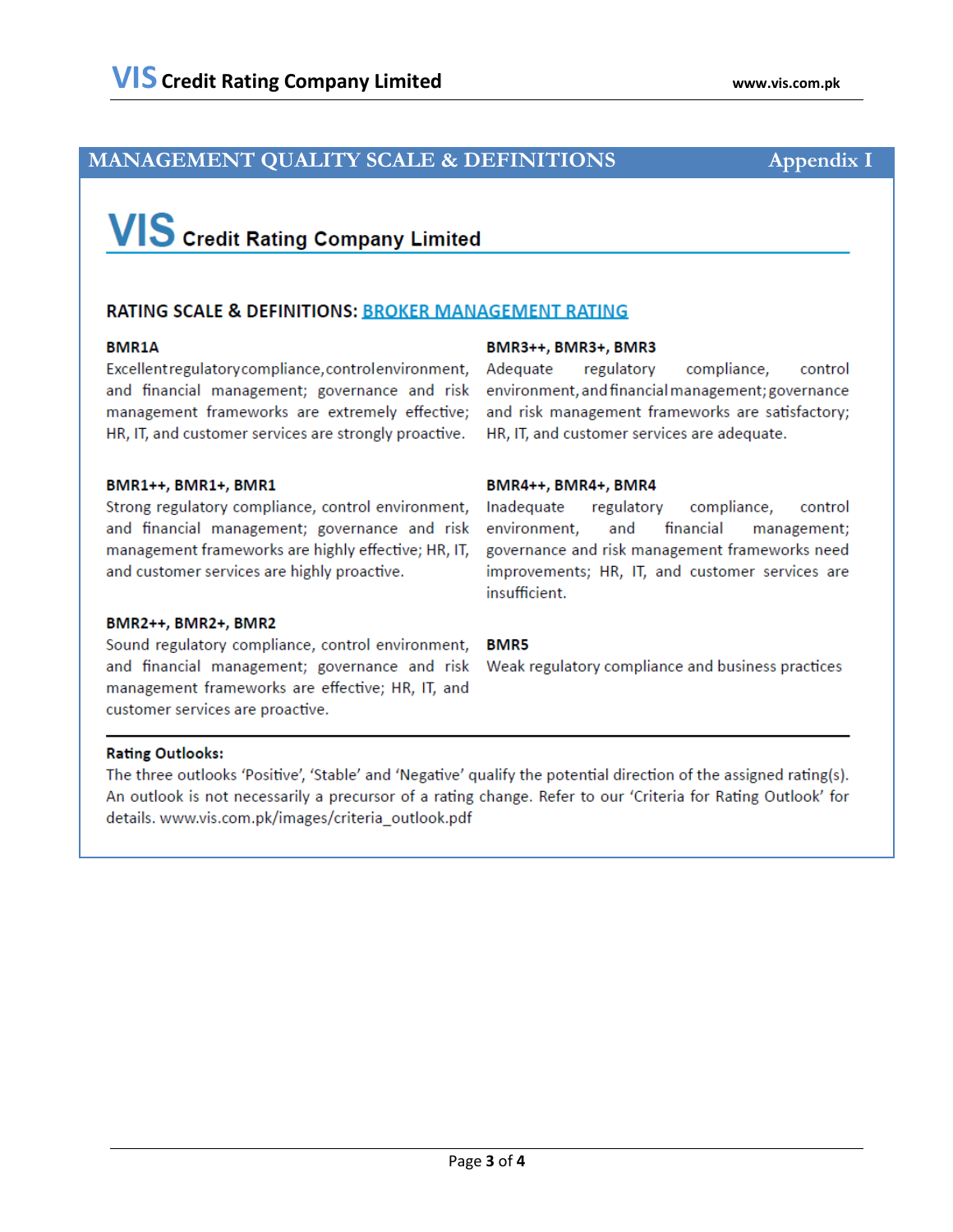## MANAGEMENT QUALITY SCALE & DEFINITIONS — Appendix I

**VIS Credit Rating Company Limited**

### RATING SCALE & DEFINITIONS: BROKER MANAGEMENT RATING

**BMR1A**
Excellent regulatory compliance, control environment, and financial management; governance and risk management frameworks are extremely effective; HR, IT, and customer services are strongly proactive.

**BMR1++, BMR1+, BMR1**
Strong regulatory compliance, control environment, and financial management; governance and risk management frameworks are highly effective; HR, IT, and customer services are highly proactive.

**BMR2++, BMR2+, BMR2**
Sound regulatory compliance, control environment, and financial management; governance and risk management frameworks are effective; HR, IT, and customer services are proactive.

**BMR3++, BMR3+, BMR3**
Adequate regulatory compliance, control environment, and financial management; governance and risk management frameworks are satisfactory; HR, IT, and customer services are adequate.

**BMR4++, BMR4+, BMR4**
Inadequate regulatory compliance, control environment, and financial management; governance and risk management frameworks need improvements; HR, IT, and customer services are insufficient.

**BMR5**
Weak regulatory compliance and business practices

**Rating Outlooks:**
The three outlooks 'Positive', 'Stable' and 'Negative' qualify the potential direction of the assigned rating(s). An outlook is not necessarily a precursor of a rating change. Refer to our 'Criteria for Rating Outlook' for details. www.vis.com.pk/images/criteria_outlook.pdf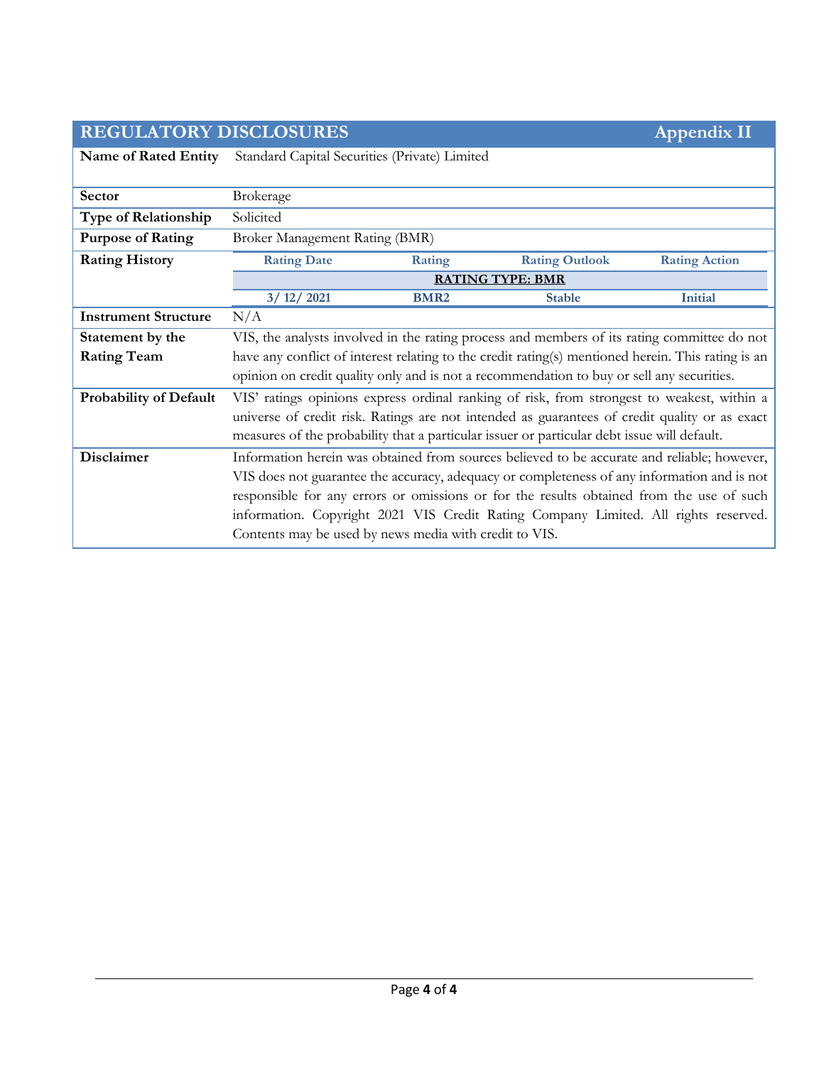## REGULATORY DISCLOSURES — Appendix II

| | | | | |
|---|---|---|---|---|
| **Name of Rated Entity** | Standard Capital Securities (Private) Limited | | | |
| **Sector** | Brokerage | | | |
| **Type of Relationship** | Solicited | | | |
| **Purpose of Rating** | Broker Management Rating (BMR) | | | |
| **Rating History** | **Rating Date** | **Rating** | **Rating Outlook** | **Rating Action** |
| | **RATING TYPE: BMR** | | | |
| | **3/ 12/ 2021** | **BMR2** | **Stable** | **Initial** |
| **Instrument Structure** | N/A | | | |
| **Statement by the Rating Team** | VIS, the analysts involved in the rating process and members of its rating committee do not have any conflict of interest relating to the credit rating(s) mentioned herein. This rating is an opinion on credit quality only and is not a recommendation to buy or sell any securities. | | | |
| **Probability of Default** | VIS' ratings opinions express ordinal ranking of risk, from strongest to weakest, within a universe of credit risk. Ratings are not intended as guarantees of credit quality or as exact measures of the probability that a particular issuer or particular debt issue will default. | | | |
| **Disclaimer** | Information herein was obtained from sources believed to be accurate and reliable; however, VIS does not guarantee the accuracy, adequacy or completeness of any information and is not responsible for any errors or omissions or for the results obtained from the use of such information. Copyright 2021 VIS Credit Rating Company Limited. All rights reserved. Contents may be used by news media with credit to VIS. | | | |